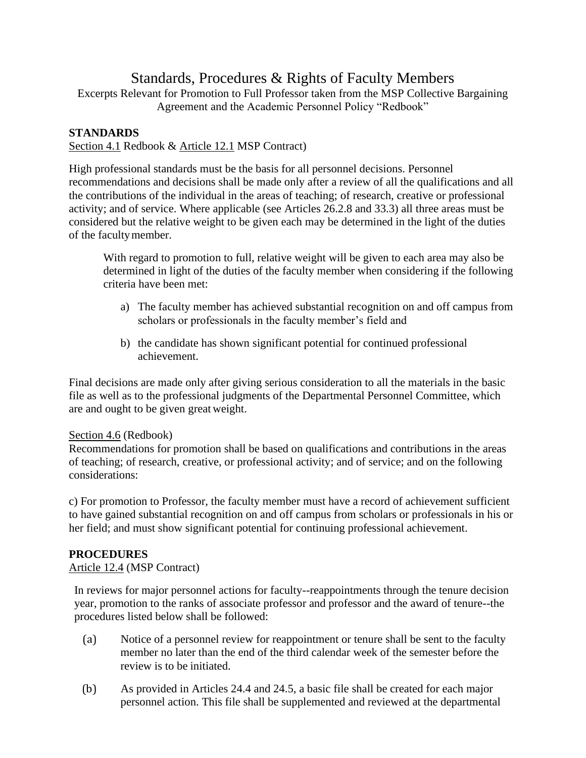# Standards, Procedures & Rights of Faculty Members

Excerpts Relevant for Promotion to Full Professor taken from the MSP Collective Bargaining Agreement and the Academic Personnel Policy "Redbook"

## STANDARDS

Section 4.1 Redbook & Article 12.1 MSP Contract)

High professional standards must be the basis for all personnel decisions. Personnel recommendations and decisions shall be made only after a review of all the qualifications and all the contributions of the individual in the areas of teaching; of research, creative or professional activity; and of service. Where applicable (see Articles 26.2.8 and 33.3) all three areas must be considered but the relative weight to be given each may be determined in the light of the duties of the faculty member.

> With regard to promotion to full, relative weight will be given to each area may also be determined in light of the duties of the faculty member when considering if the following criteria have been met:
>
> a) The faculty member has achieved substantial recognition on and off campus from scholars or professionals in the faculty member's field and
>
> b) the candidate has shown significant potential for continued professional achievement.

Final decisions are made only after giving serious consideration to all the materials in the basic file as well as to the professional judgments of the Departmental Personnel Committee, which are and ought to be given great weight.

Section 4.6 (Redbook)

Recommendations for promotion shall be based on qualifications and contributions in the areas of teaching; of research, creative, or professional activity; and of service; and on the following considerations:

c) For promotion to Professor, the faculty member must have a record of achievement sufficient to have gained substantial recognition on and off campus from scholars or professionals in his or her field; and must show significant potential for continuing professional achievement.

## PROCEDURES

Article 12.4 (MSP Contract)

In reviews for major personnel actions for faculty--reappointments through the tenure decision year, promotion to the ranks of associate professor and professor and the award of tenure--the procedures listed below shall be followed:

(a) Notice of a personnel review for reappointment or tenure shall be sent to the faculty member no later than the end of the third calendar week of the semester before the review is to be initiated.

(b) As provided in Articles 24.4 and 24.5, a basic file shall be created for each major personnel action. This file shall be supplemented and reviewed at the departmental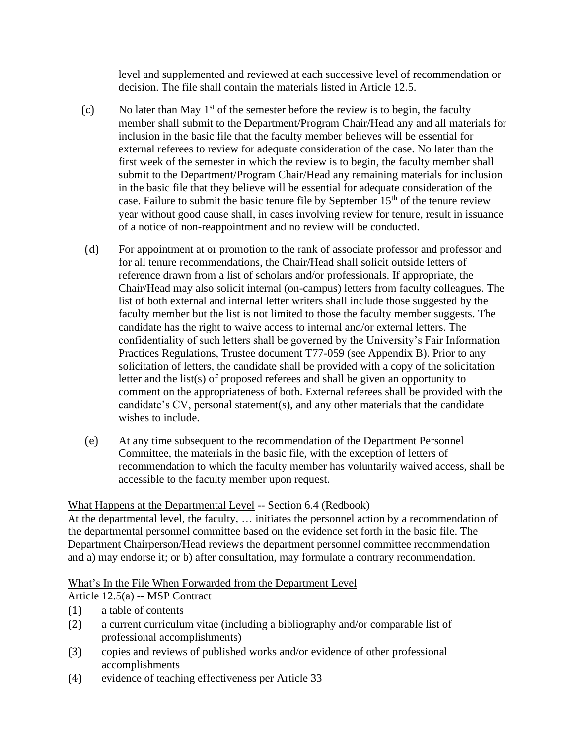level and supplemented and reviewed at each successive level of recommendation or decision. The file shall contain the materials listed in Article 12.5.

(c) No later than May 1st of the semester before the review is to begin, the faculty member shall submit to the Department/Program Chair/Head any and all materials for inclusion in the basic file that the faculty member believes will be essential for external referees to review for adequate consideration of the case. No later than the first week of the semester in which the review is to begin, the faculty member shall submit to the Department/Program Chair/Head any remaining materials for inclusion in the basic file that they believe will be essential for adequate consideration of the case. Failure to submit the basic tenure file by September 15th of the tenure review year without good cause shall, in cases involving review for tenure, result in issuance of a notice of non-reappointment and no review will be conducted.

(d) For appointment at or promotion to the rank of associate professor and professor and for all tenure recommendations, the Chair/Head shall solicit outside letters of reference drawn from a list of scholars and/or professionals. If appropriate, the Chair/Head may also solicit internal (on-campus) letters from faculty colleagues. The list of both external and internal letter writers shall include those suggested by the faculty member but the list is not limited to those the faculty member suggests. The candidate has the right to waive access to internal and/or external letters. The confidentiality of such letters shall be governed by the University's Fair Information Practices Regulations, Trustee document T77-059 (see Appendix B). Prior to any solicitation of letters, the candidate shall be provided with a copy of the solicitation letter and the list(s) of proposed referees and shall be given an opportunity to comment on the appropriateness of both. External referees shall be provided with the candidate's CV, personal statement(s), and any other materials that the candidate wishes to include.

(e) At any time subsequent to the recommendation of the Department Personnel Committee, the materials in the basic file, with the exception of letters of recommendation to which the faculty member has voluntarily waived access, shall be accessible to the faculty member upon request.

<u>What Happens at the Departmental Level</u> -- Section 6.4 (Redbook)
At the departmental level, the faculty, … initiates the personnel action by a recommendation of the departmental personnel committee based on the evidence set forth in the basic file. The Department Chairperson/Head reviews the department personnel committee recommendation and a) may endorse it; or b) after consultation, may formulate a contrary recommendation.

<u>What's In the File When Forwarded from the Department Level</u>
Article 12.5(a) -- MSP Contract

(1) a table of contents
(2) a current curriculum vitae (including a bibliography and/or comparable list of professional accomplishments)
(3) copies and reviews of published works and/or evidence of other professional accomplishments
(4) evidence of teaching effectiveness per Article 33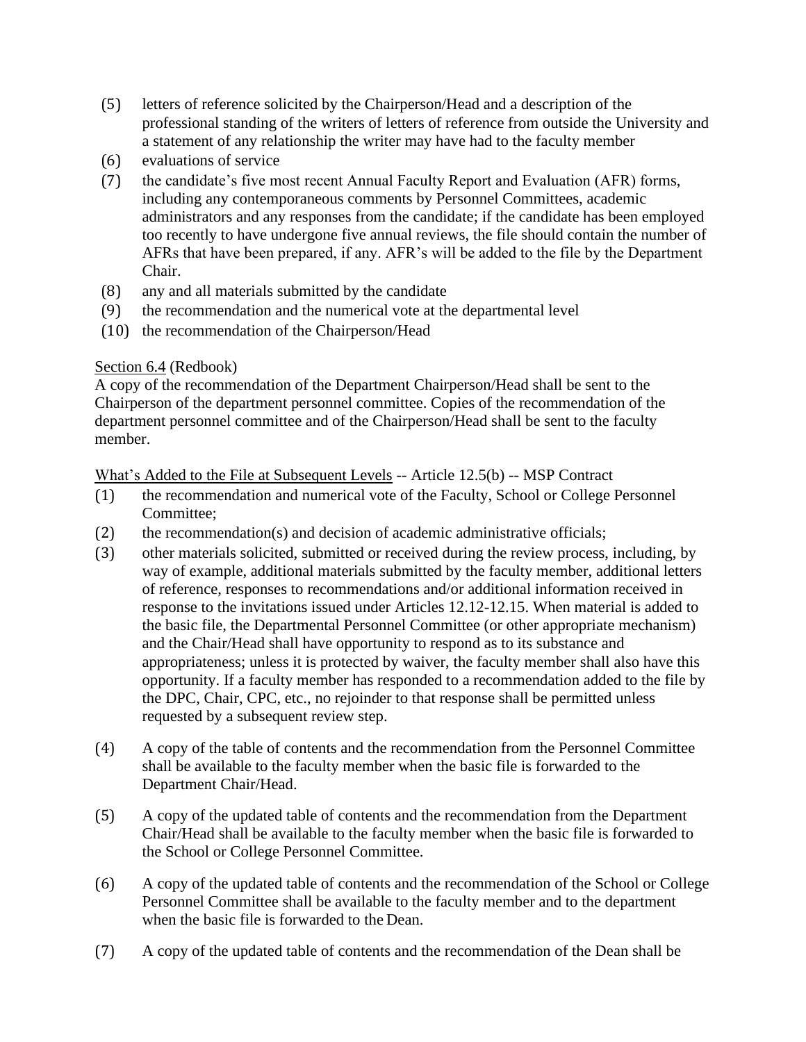(5) letters of reference solicited by the Chairperson/Head and a description of the professional standing of the writers of letters of reference from outside the University and a statement of any relationship the writer may have had to the faculty member

(6) evaluations of service

(7) the candidate's five most recent Annual Faculty Report and Evaluation (AFR) forms, including any contemporaneous comments by Personnel Committees, academic administrators and any responses from the candidate; if the candidate has been employed too recently to have undergone five annual reviews, the file should contain the number of AFRs that have been prepared, if any. AFR's will be added to the file by the Department Chair.

(8) any and all materials submitted by the candidate

(9) the recommendation and the numerical vote at the departmental level

(10) the recommendation of the Chairperson/Head

<u>Section 6.4</u> (Redbook)
A copy of the recommendation of the Department Chairperson/Head shall be sent to the Chairperson of the department personnel committee. Copies of the recommendation of the department personnel committee and of the Chairperson/Head shall be sent to the faculty member.

<u>What's Added to the File at Subsequent Levels</u> -- Article 12.5(b) -- MSP Contract

(1) the recommendation and numerical vote of the Faculty, School or College Personnel Committee;

(2) the recommendation(s) and decision of academic administrative officials;

(3) other materials solicited, submitted or received during the review process, including, by way of example, additional materials submitted by the faculty member, additional letters of reference, responses to recommendations and/or additional information received in response to the invitations issued under Articles 12.12-12.15. When material is added to the basic file, the Departmental Personnel Committee (or other appropriate mechanism) and the Chair/Head shall have opportunity to respond as to its substance and appropriateness; unless it is protected by waiver, the faculty member shall also have this opportunity. If a faculty member has responded to a recommendation added to the file by the DPC, Chair, CPC, etc., no rejoinder to that response shall be permitted unless requested by a subsequent review step.

(4) A copy of the table of contents and the recommendation from the Personnel Committee shall be available to the faculty member when the basic file is forwarded to the Department Chair/Head.

(5) A copy of the updated table of contents and the recommendation from the Department Chair/Head shall be available to the faculty member when the basic file is forwarded to the School or College Personnel Committee.

(6) A copy of the updated table of contents and the recommendation of the School or College Personnel Committee shall be available to the faculty member and to the department when the basic file is forwarded to the Dean.

(7) A copy of the updated table of contents and the recommendation of the Dean shall be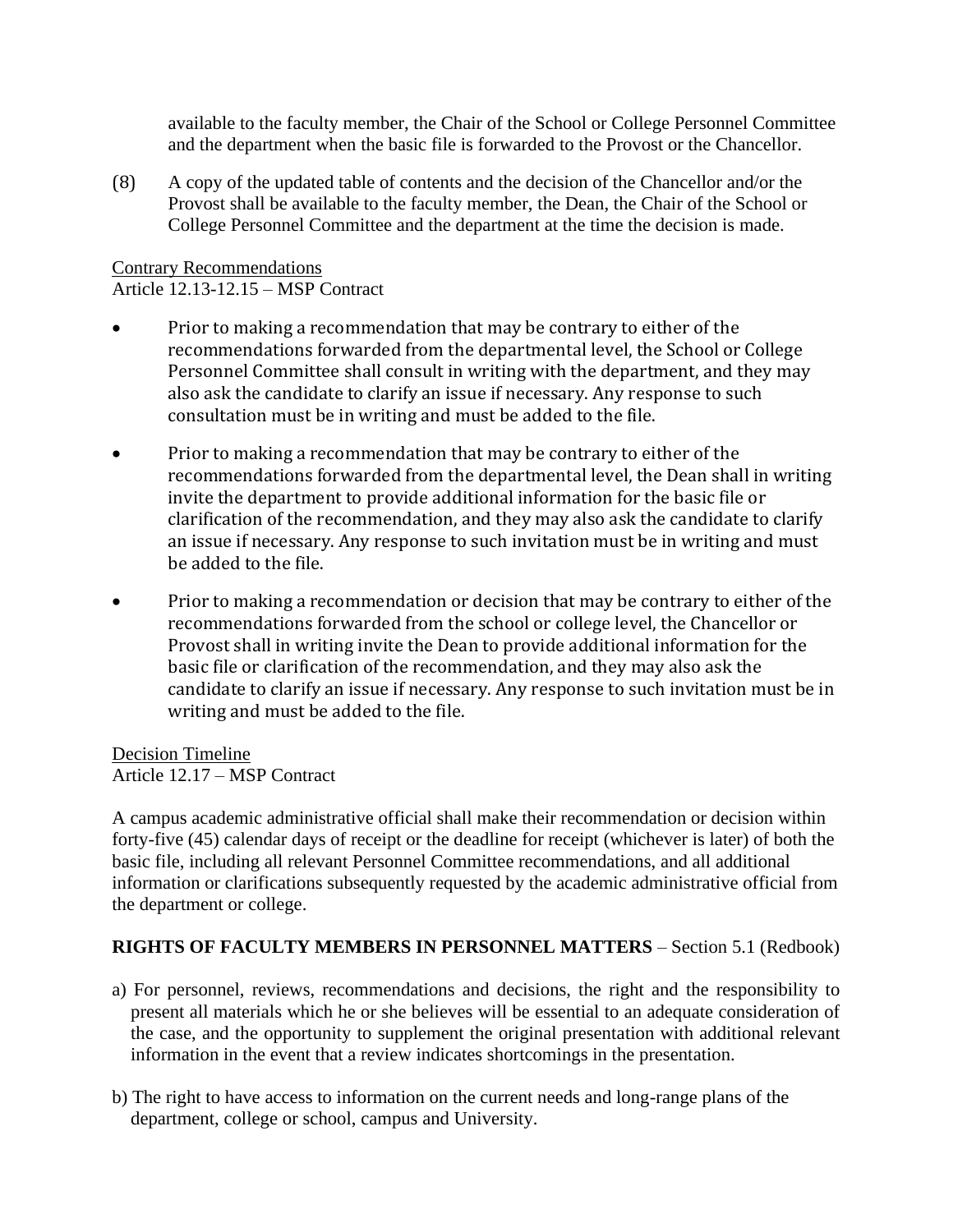available to the faculty member, the Chair of the School or College Personnel Committee and the department when the basic file is forwarded to the Provost or the Chancellor.

(8) A copy of the updated table of contents and the decision of the Chancellor and/or the Provost shall be available to the faculty member, the Dean, the Chair of the School or College Personnel Committee and the department at the time the decision is made.

Contrary Recommendations
Article 12.13-12.15 – MSP Contract

- Prior to making a recommendation that may be contrary to either of the recommendations forwarded from the departmental level, the School or College Personnel Committee shall consult in writing with the department, and they may also ask the candidate to clarify an issue if necessary. Any response to such consultation must be in writing and must be added to the file.
- Prior to making a recommendation that may be contrary to either of the recommendations forwarded from the departmental level, the Dean shall in writing invite the department to provide additional information for the basic file or clarification of the recommendation, and they may also ask the candidate to clarify an issue if necessary. Any response to such invitation must be in writing and must be added to the file.
- Prior to making a recommendation or decision that may be contrary to either of the recommendations forwarded from the school or college level, the Chancellor or Provost shall in writing invite the Dean to provide additional information for the basic file or clarification of the recommendation, and they may also ask the candidate to clarify an issue if necessary. Any response to such invitation must be in writing and must be added to the file.

Decision Timeline
Article 12.17 – MSP Contract

A campus academic administrative official shall make their recommendation or decision within forty-five (45) calendar days of receipt or the deadline for receipt (whichever is later) of both the basic file, including all relevant Personnel Committee recommendations, and all additional information or clarifications subsequently requested by the academic administrative official from the department or college.

**RIGHTS OF FACULTY MEMBERS IN PERSONNEL MATTERS** – Section 5.1 (Redbook)

a) For personnel, reviews, recommendations and decisions, the right and the responsibility to present all materials which he or she believes will be essential to an adequate consideration of the case, and the opportunity to supplement the original presentation with additional relevant information in the event that a review indicates shortcomings in the presentation.

b) The right to have access to information on the current needs and long-range plans of the department, college or school, campus and University.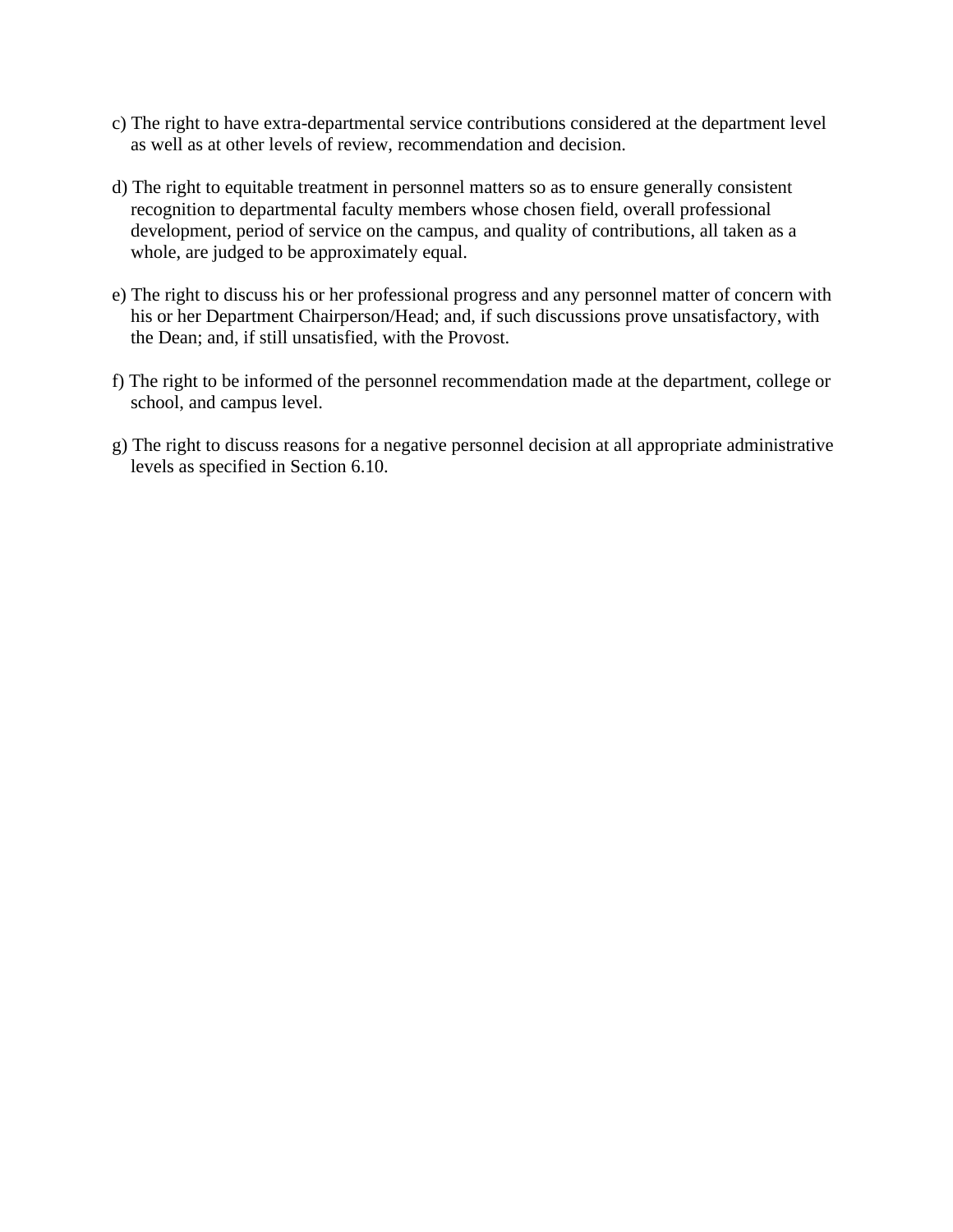c) The right to have extra-departmental service contributions considered at the department level as well as at other levels of review, recommendation and decision.

d) The right to equitable treatment in personnel matters so as to ensure generally consistent recognition to departmental faculty members whose chosen field, overall professional development, period of service on the campus, and quality of contributions, all taken as a whole, are judged to be approximately equal.

e) The right to discuss his or her professional progress and any personnel matter of concern with his or her Department Chairperson/Head; and, if such discussions prove unsatisfactory, with the Dean; and, if still unsatisfied, with the Provost.

f) The right to be informed of the personnel recommendation made at the department, college or school, and campus level.

g) The right to discuss reasons for a negative personnel decision at all appropriate administrative levels as specified in Section 6.10.